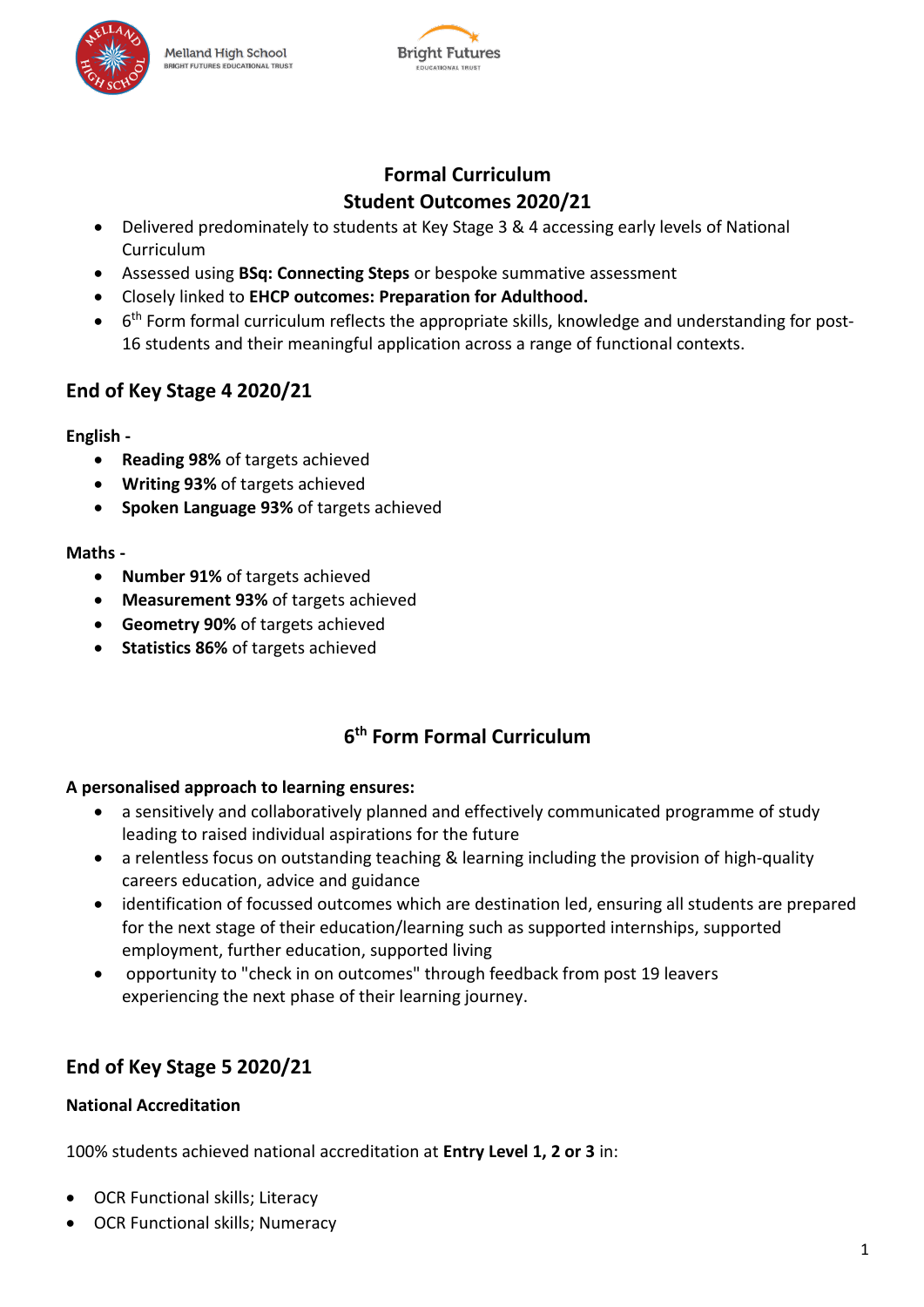# Formal Curriculum
# Student Outcomes 2020/21

- Delivered predominately to students at Key Stage 3 & 4 accessing early levels of National Curriculum
- Assessed using **BSq: Connecting Steps** or bespoke summative assessment
- Closely linked to **EHCP outcomes: Preparation for Adulthood.**
- 6th Form formal curriculum reflects the appropriate skills, knowledge and understanding for post-16 students and their meaningful application across a range of functional contexts.

## End of Key Stage 4 2020/21

**English -**

- **Reading 98%** of targets achieved
- **Writing 93%** of targets achieved
- **Spoken Language 93%** of targets achieved

**Maths -**

- **Number 91%** of targets achieved
- **Measurement 93%** of targets achieved
- **Geometry 90%** of targets achieved
- **Statistics 86%** of targets achieved

## 6th Form Formal Curriculum

**A personalised approach to learning ensures:**

- a sensitively and collaboratively planned and effectively communicated programme of study leading to raised individual aspirations for the future
- a relentless focus on outstanding teaching & learning including the provision of high-quality careers education, advice and guidance
- identification of focussed outcomes which are destination led, ensuring all students are prepared for the next stage of their education/learning such as supported internships, supported employment, further education, supported living
- opportunity to "check in on outcomes" through feedback from post 19 leavers experiencing the next phase of their learning journey.

## End of Key Stage 5 2020/21

**National Accreditation**

100% students achieved national accreditation at **Entry Level 1, 2 or 3** in:

- OCR Functional skills; Literacy
- OCR Functional skills; Numeracy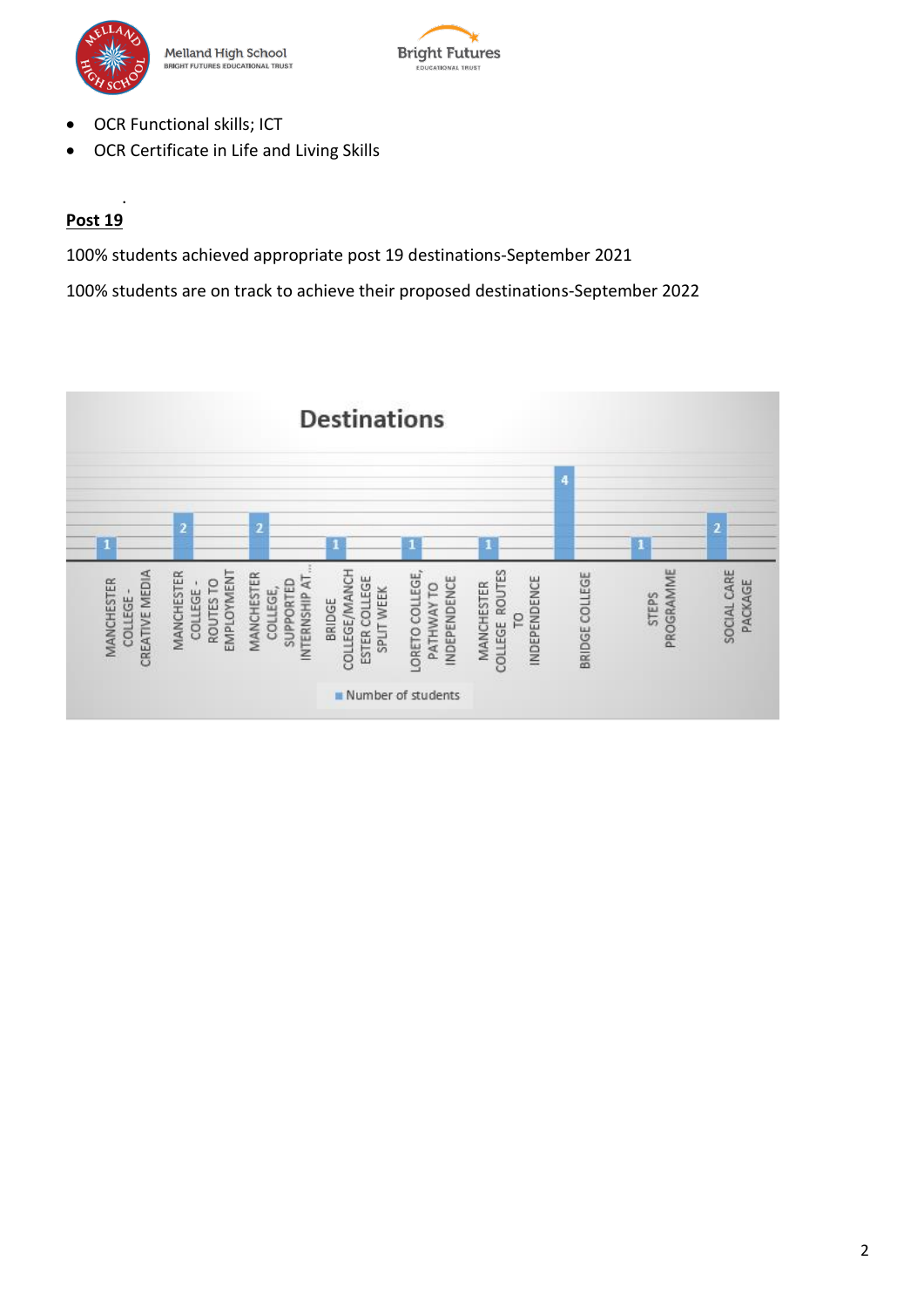- OCR Functional skills; ICT
- OCR Certificate in Life and Living Skills

.

**Post 19**

100% students achieved appropriate post 19 destinations-September 2021

100% students are on track to achieve their proposed destinations-September 2022

Destinations

1
2
2
1
1
1
4
1
2

MANCHESTER COLLEGE - CREATIVE MEDIA

MANCHESTER COLLEGE - ROUTES TO EMPLOYMENT

MANCHESTER COLLEGE, SUPPORTED INTERNSHIP AT ...

BRIDGE COLLEGE/MANCHESTER COLLEGE SPLIT WEEK

LORETO COLLEGE, PATHWAY TO INDEPENDENCE

MANCHESTER COLLEGE ROUTES TO INDEPENDENCE

BRIDGE COLLEGE

STEPS PROGRAMME

SOCIAL CARE PACKAGE

Number of students